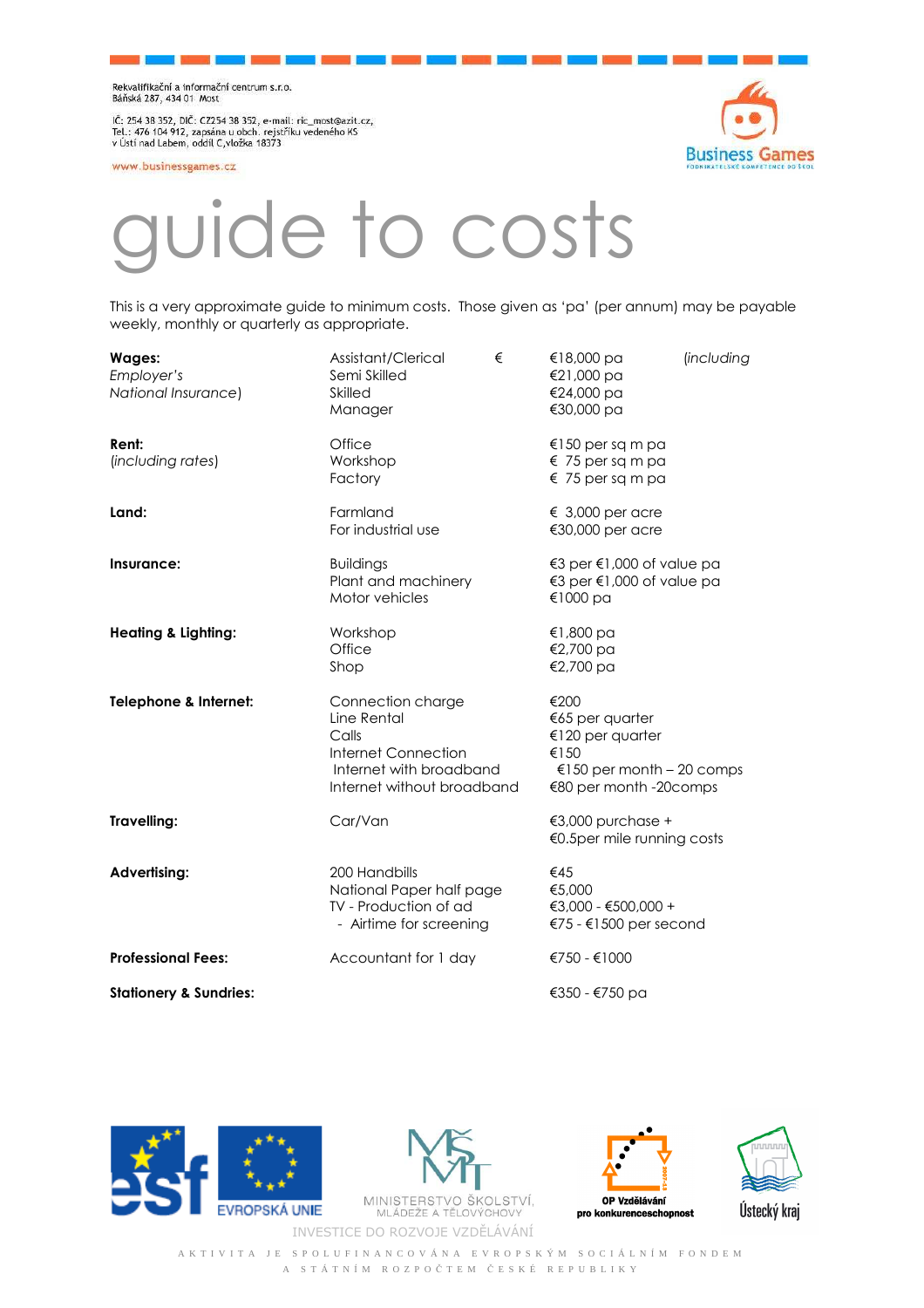Rekvalifikační a informační centrum s.r.o.
Báňská 287, 434 01 Most

IČ: 254 38 352, DIČ: CZ254 38 352, e-mail: ric_most@azit.cz,
Tel.: 476 104 912, zapsána u obch. rejstříku vedeného KS
v Ústí nad Labem, oddíl C,vložka 18373

www.businessgames.cz

# guide to costs

This is a very approximate guide to minimum costs. Those given as 'pa' (per annum) may be payable weekly, monthly or quarterly as appropriate.

| | | |
|---|---|---|
| **Wages:** *(including Employer's National Insurance)* | Assistant/Clerical | €18,000 pa |
| | Semi Skilled | €21,000 pa |
| | Skilled | €24,000 pa |
| | Manager | €30,000 pa |
| **Rent:** *(including rates)* | Office | €150 per sq m pa |
| | Workshop | € 75 per sq m pa |
| | Factory | € 75 per sq m pa |
| **Land:** | Farmland | € 3,000 per acre |
| | For industrial use | €30,000 per acre |
| **Insurance:** | Buildings | €3 per €1,000 of value pa |
| | Plant and machinery | €3 per €1,000 of value pa |
| | Motor vehicles | €1000 pa |
| **Heating & Lighting:** | Workshop | €1,800 pa |
| | Office | €2,700 pa |
| | Shop | €2,700 pa |
| **Telephone & Internet:** | Connection charge | €200 |
| | Line Rental | €65 per quarter |
| | Calls | €120 per quarter |
| | Internet Connection | €150 |
| | Internet with broadband | €150 per month – 20 comps |
| | Internet without broadband | €80 per month -20comps |
| **Travelling:** | Car/Van | €3,000 purchase + €0.5per mile running costs |
| **Advertising:** | 200 Handbills | €45 |
| | National Paper half page | €5,000 |
| | TV - Production of ad | €3,000 - €500,000 + |
| | - Airtime for screening | €75 - €1500 per second |
| **Professional Fees:** | Accountant for 1 day | €750 - €1000 |
| **Stationery & Sundries:** | | €350 - €750 pa |

INVESTICE DO ROZVOJE VZDĚLÁVÁNÍ

AKTIVITA JE SPOLUFINANCOVÁNA EVROPSKÝM SOCIÁLNÍM FONDEM A STÁTNÍM ROZPOČTEM ČESKÉ REPUBLIKY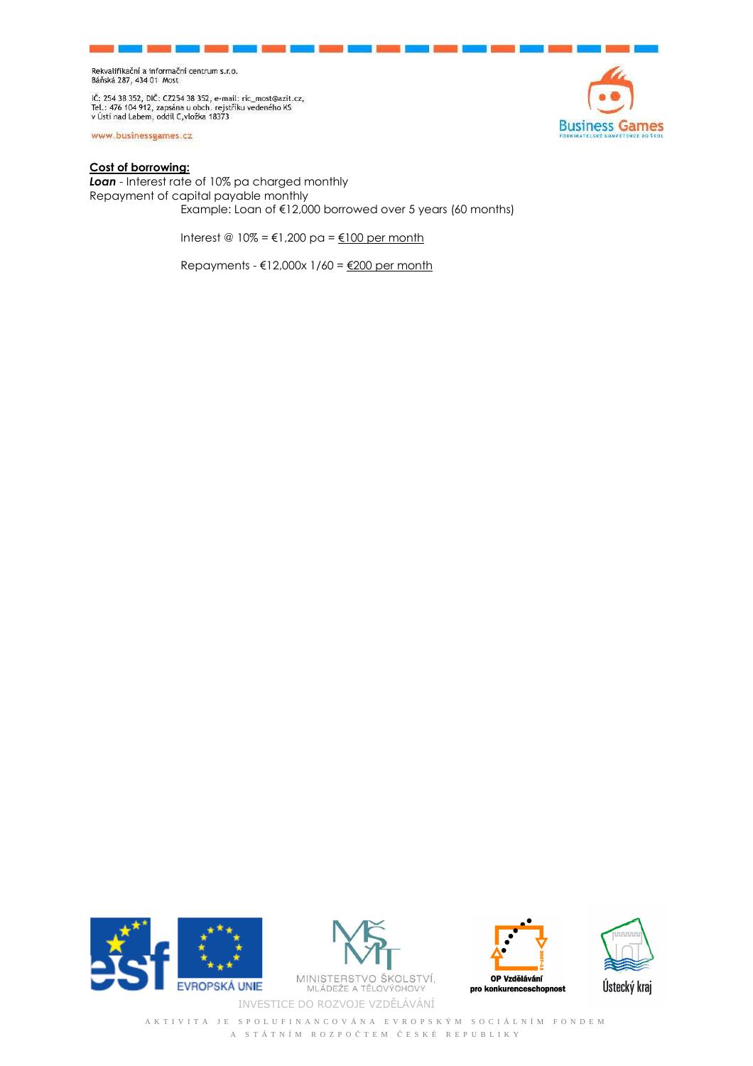**Cost of borrowing:**

***Loan*** - Interest rate of 10% pa charged monthly

Repayment of capital payable monthly

Example: Loan of €12,000 borrowed over 5 years (60 months)

Interest @ 10% = €1,200 pa = €100 per month

Repayments - €12,000x 1/60 = €200 per month